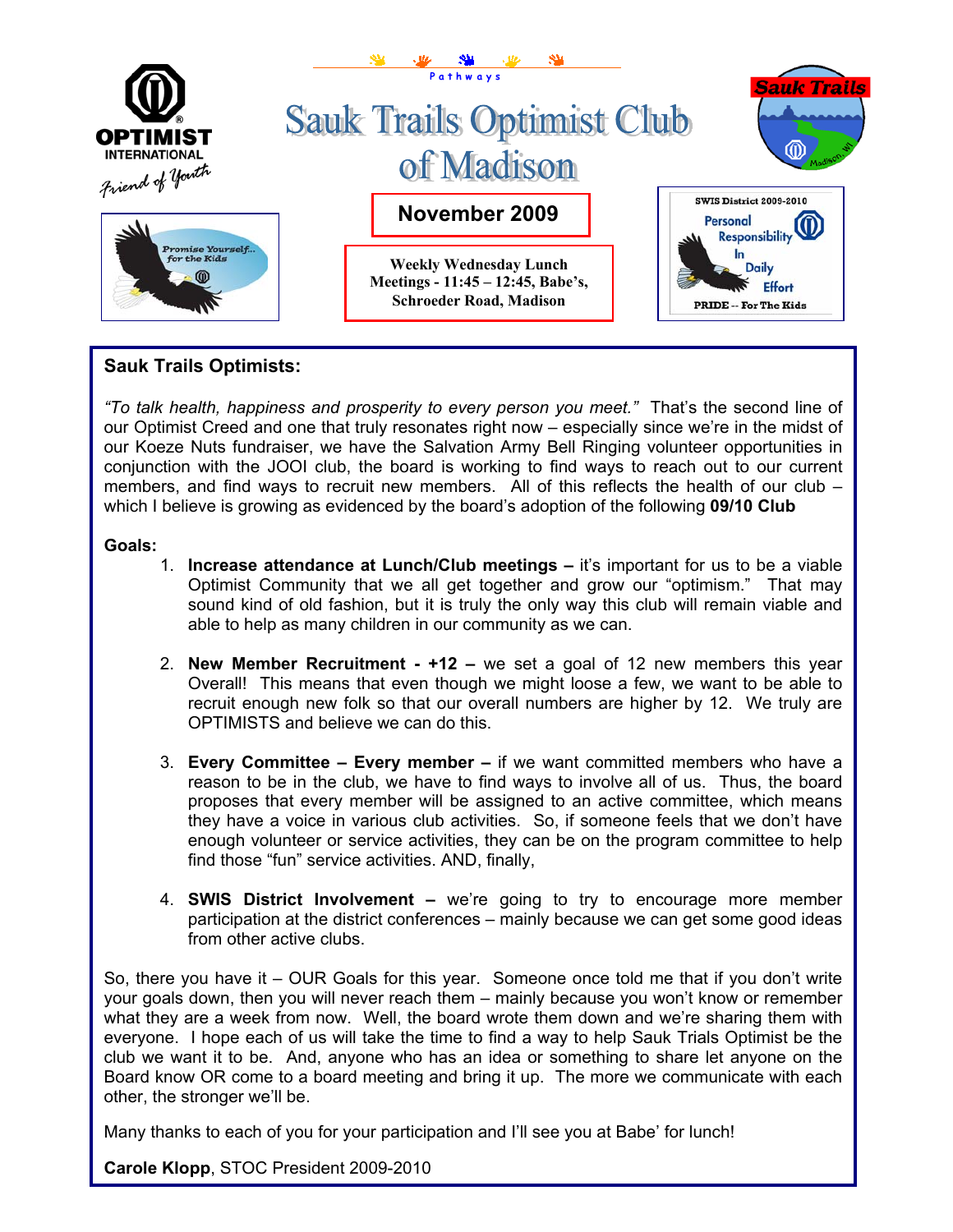# Sauk Trails Optimist Club of Madison

**November 2009**

Weekly Wednesday Lunch Meetings - 11:45 – 12:45, Babe's, Schroeder Road, Madison

SWIS District 2009-2010

Personal Responsibility In Daily Effort

PRIDE -- For The Kids

## Sauk Trails Optimists:

*"To talk health, happiness and prosperity to every person you meet."* That's the second line of our Optimist Creed and one that truly resonates right now – especially since we're in the midst of our Koeze Nuts fundraiser, we have the Salvation Army Bell Ringing volunteer opportunities in conjunction with the JOOI club, the board is working to find ways to reach out to our current members, and find ways to recruit new members. All of this reflects the health of our club – which I believe is growing as evidenced by the board's adoption of the following **09/10 Club**

**Goals:**

1. **Increase attendance at Lunch/Club meetings –** it's important for us to be a viable Optimist Community that we all get together and grow our "optimism." That may sound kind of old fashion, but it is truly the only way this club will remain viable and able to help as many children in our community as we can.

2. **New Member Recruitment - +12 –** we set a goal of 12 new members this year Overall! This means that even though we might loose a few, we want to be able to recruit enough new folk so that our overall numbers are higher by 12. We truly are OPTIMISTS and believe we can do this.

3. **Every Committee – Every member –** if we want committed members who have a reason to be in the club, we have to find ways to involve all of us. Thus, the board proposes that every member will be assigned to an active committee, which means they have a voice in various club activities. So, if someone feels that we don't have enough volunteer or service activities, they can be on the program committee to help find those "fun" service activities. AND, finally,

4. **SWIS District Involvement –** we're going to try to encourage more member participation at the district conferences – mainly because we can get some good ideas from other active clubs.

So, there you have it – OUR Goals for this year. Someone once told me that if you don't write your goals down, then you will never reach them – mainly because you won't know or remember what they are a week from now. Well, the board wrote them down and we're sharing them with everyone. I hope each of us will take the time to find a way to help Sauk Trials Optimist be the club we want it to be. And, anyone who has an idea or something to share let anyone on the Board know OR come to a board meeting and bring it up. The more we communicate with each other, the stronger we'll be.

Many thanks to each of you for your participation and I'll see you at Babe' for lunch!

**Carole Klopp**, STOC President 2009-2010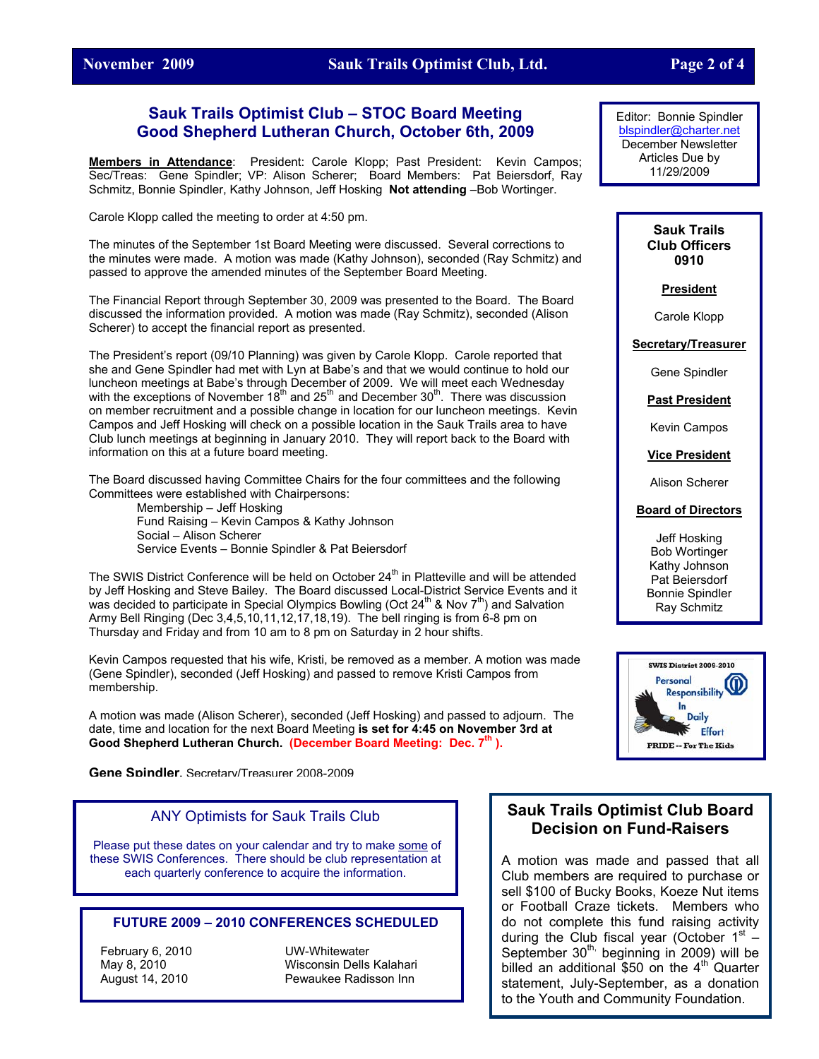## Sauk Trails Optimist Club – STOC Board Meeting
## Good Shepherd Lutheran Church, October 6th, 2009

**Members in Attendance**: President: Carole Klopp; Past President: Kevin Campos; Sec/Treas: Gene Spindler; VP: Alison Scherer; Board Members: Pat Beiersdorf, Ray Schmitz, Bonnie Spindler, Kathy Johnson, Jeff Hosking **Not attending** –Bob Wortinger.

Carole Klopp called the meeting to order at 4:50 pm.

The minutes of the September 1st Board Meeting were discussed. Several corrections to the minutes were made. A motion was made (Kathy Johnson), seconded (Ray Schmitz) and passed to approve the amended minutes of the September Board Meeting.

The Financial Report through September 30, 2009 was presented to the Board. The Board discussed the information provided. A motion was made (Ray Schmitz), seconded (Alison Scherer) to accept the financial report as presented.

The President's report (09/10 Planning) was given by Carole Klopp. Carole reported that she and Gene Spindler had met with Lyn at Babe's and that we would continue to hold our luncheon meetings at Babe's through December of 2009. We will meet each Wednesday with the exceptions of November 18th and 25th and December 30th. There was discussion on member recruitment and a possible change in location for our luncheon meetings. Kevin Campos and Jeff Hosking will check on a possible location in the Sauk Trails area to have Club lunch meetings at beginning in January 2010. They will report back to the Board with information on this at a future board meeting.

The Board discussed having Committee Chairs for the four committees and the following Committees were established with Chairpersons:

- Membership – Jeff Hosking
- Fund Raising – Kevin Campos & Kathy Johnson
- Social – Alison Scherer
- Service Events – Bonnie Spindler & Pat Beiersdorf

The SWIS District Conference will be held on October 24th in Platteville and will be attended by Jeff Hosking and Steve Bailey. The Board discussed Local-District Service Events and it was decided to participate in Special Olympics Bowling (Oct 24th & Nov 7th) and Salvation Army Bell Ringing (Dec 3,4,5,10,11,12,17,18,19). The bell ringing is from 6-8 pm on Thursday and Friday and from 10 am to 8 pm on Saturday in 2 hour shifts.

Kevin Campos requested that his wife, Kristi, be removed as a member. A motion was made (Gene Spindler), seconded (Jeff Hosking) and passed to remove Kristi Campos from membership.

A motion was made (Alison Scherer), seconded (Jeff Hosking) and passed to adjourn. The date, time and location for the next Board Meeting **is set for 4:45 on November 3rd at Good Shepherd Lutheran Church.** **(December Board Meeting: Dec. 7th ).**

**Gene Spindler**, Secretary/Treasurer 2008-2009

Editor: Bonnie Spindler
blspindler@charter.net
December Newsletter Articles Due by 11/29/2009

### Sauk Trails Club Officers 0910

**President**

Carole Klopp

**Secretary/Treasurer**

Gene Spindler

**Past President**

Kevin Campos

**Vice President**

Alison Scherer

**Board of Directors**

Jeff Hosking
Bob Wortinger
Kathy Johnson
Pat Beiersdorf
Bonnie Spindler
Ray Schmitz

SWIS District 2009-2010
Personal Responsibility In Daily Effort
PRIDE -- For The Kids

### ANY Optimists for Sauk Trails Club

Please put these dates on your calendar and try to make some of these SWIS Conferences. There should be club representation at each quarterly conference to acquire the information.

### FUTURE 2009 – 2010 CONFERENCES SCHEDULED

| | |
|---|---|
| February 6, 2010 | UW-Whitewater |
| May 8, 2010 | Wisconsin Dells Kalahari |
| August 14, 2010 | Pewaukee Radisson Inn |

### Sauk Trails Optimist Club Board Decision on Fund-Raisers

A motion was made and passed that all Club members are required to purchase or sell $100 of Bucky Books, Koeze Nut items or Football Craze tickets. Members who do not complete this fund raising activity during the Club fiscal year (October 1st – September 30th, beginning in 2009) will be billed an additional $50 on the 4th Quarter statement, July-September, as a donation to the Youth and Community Foundation.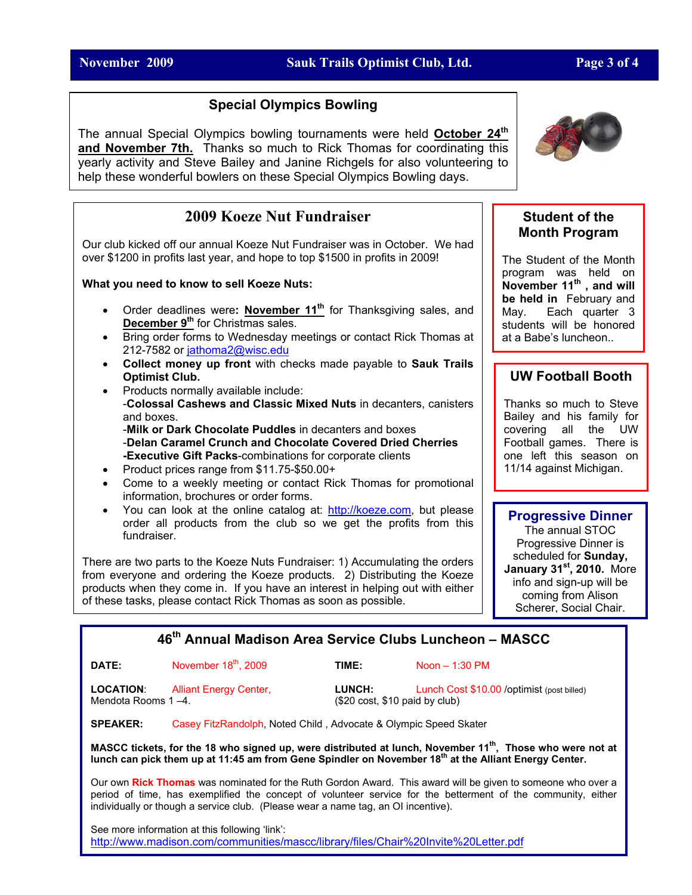## Special Olympics Bowling

The annual Special Olympics bowling tournaments were held **October 24th and November 7th.** Thanks so much to Rick Thomas for coordinating this yearly activity and Steve Bailey and Janine Richgels for also volunteering to help these wonderful bowlers on these Special Olympics Bowling days.

## 2009 Koeze Nut Fundraiser

Our club kicked off our annual Koeze Nut Fundraiser was in October. We had over $1200 in profits last year, and hope to top $1500 in profits in 2009!

**What you need to know to sell Koeze Nuts:**

- Order deadlines were**: November 11th** for Thanksgiving sales, and **December 9th** for Christmas sales.
- Bring order forms to Wednesday meetings or contact Rick Thomas at 212-7582 or jathoma2@wisc.edu
- **Collect money up front** with checks made payable to **Sauk Trails Optimist Club.**
- Products normally available include:
  -**Colossal Cashews and Classic Mixed Nuts** in decanters, canisters and boxes.
  -**Milk or Dark Chocolate Puddles** in decanters and boxes
  -**Delan Caramel Crunch and Chocolate Covered Dried Cherries**
  **-Executive Gift Packs**-combinations for corporate clients
- Product prices range from $11.75-$50.00+
- Come to a weekly meeting or contact Rick Thomas for promotional information, brochures or order forms.
- You can look at the online catalog at: http://koeze.com, but please order all products from the club so we get the profits from this fundraiser.

There are two parts to the Koeze Nuts Fundraiser: 1) Accumulating the orders from everyone and ordering the Koeze products. 2) Distributing the Koeze products when they come in. If you have an interest in helping out with either of these tasks, please contact Rick Thomas as soon as possible.

## Student of the Month Program

The Student of the Month program was held on **November 11th , and will be held in** February and May. Each quarter 3 students will be honored at a Babe's luncheon..

## UW Football Booth

Thanks so much to Steve Bailey and his family for covering all the UW Football games. There is one left this season on 11/14 against Michigan.

## Progressive Dinner

The annual STOC Progressive Dinner is scheduled for **Sunday, January 31st, 2010.** More info and sign-up will be coming from Alison Scherer, Social Chair.

## 46th Annual Madison Area Service Clubs Luncheon – MASCC

**DATE:** November 18th, 2009  
**TIME:** Noon – 1:30 PM

**LOCATION**: Alliant Energy Center, Mendota Rooms 1 –4.  
**LUNCH:** Lunch Cost $10.00 /optimist (post billed) ($20 cost, $10 paid by club)

**SPEAKER:** Casey FitzRandolph, Noted Child , Advocate & Olympic Speed Skater

**MASCC tickets, for the 18 who signed up, were distributed at lunch, November 11th, Those who were not at lunch can pick them up at 11:45 am from Gene Spindler on November 18th at the Alliant Energy Center.**

Our own **Rick Thomas** was nominated for the Ruth Gordon Award. This award will be given to someone who over a period of time, has exemplified the concept of volunteer service for the betterment of the community, either individually or though a service club. (Please wear a name tag, an OI incentive).

See more information at this following 'link':
http://www.madison.com/communities/mascc/library/files/Chair%20Invite%20Letter.pdf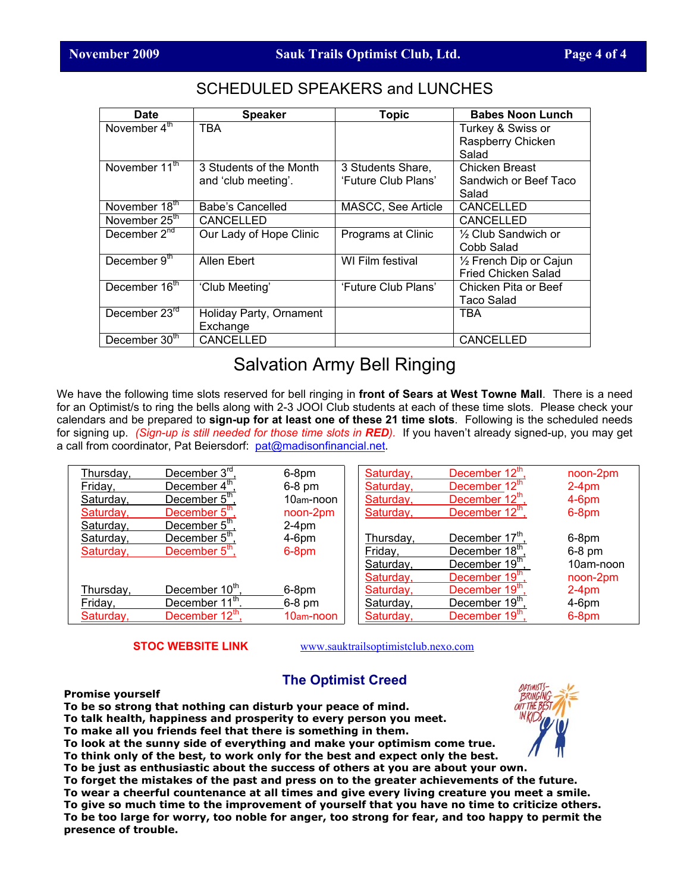## SCHEDULED SPEAKERS and LUNCHES

| Date | Speaker | Topic | Babes Noon Lunch |
|---|---|---|---|
| November 4th | TBA | | Turkey & Swiss or Raspberry Chicken Salad |
| November 11th | 3 Students of the Month and 'club meeting'. | 3 Students Share, 'Future Club Plans' | Chicken Breast Sandwich or Beef Taco Salad |
| November 18th | Babe's Cancelled | MASCC, See Article | CANCELLED |
| November 25th | CANCELLED | | CANCELLED |
| December 2nd | Our Lady of Hope Clinic | Programs at Clinic | ½ Club Sandwich or Cobb Salad |
| December 9th | Allen Ebert | WI Film festival | ½ French Dip or Cajun Fried Chicken Salad |
| December 16th | 'Club Meeting' | 'Future Club Plans' | Chicken Pita or Beef Taco Salad |
| December 23rd | Holiday Party, Ornament Exchange | | TBA |
| December 30th | CANCELLED | | CANCELLED |

## Salvation Army Bell Ringing

We have the following time slots reserved for bell ringing in **front of Sears at West Towne Mall**. There is a need for an Optimist/s to ring the bells along with 2-3 JOOI Club students at each of these time slots. Please check your calendars and be prepared to **sign-up for at least one of these 21 time slots**. Following is the scheduled needs for signing up. *(Sign-up is still needed for those time slots in **RED**).* If you haven't already signed-up, you may get a call from coordinator, Pat Beiersdorf: pat@madisonfinancial.net.

| | | |
|---|---|---|
| Thursday, | December 3rd, | 6-8pm |
| Friday, | December 4th, | 6-8 pm |
| Saturday, | December 5th, | 10am-noon |
| Saturday, | December 5th, | noon-2pm |
| Saturday, | December 5th, | 2-4pm |
| Saturday, | December 5th, | 4-6pm |
| Saturday, | December 5th, | 6-8pm |
| Thursday, | December 10th, | 6-8pm |
| Friday, | December 11th. | 6-8 pm |
| Saturday, | December 12th, | 10am-noon |
| Saturday, | December 12th, | noon-2pm |
| Saturday, | December 12th, | 2-4pm |
| Saturday, | December 12th, | 4-6pm |
| Saturday, | December 12th, | 6-8pm |
| Thursday, | December 17th, | 6-8pm |
| Friday, | December 18th, | 6-8 pm |
| Saturday, | December 19th, | 10am-noon |
| Saturday, | December 19th, | noon-2pm |
| Saturday, | December 19th, | 2-4pm |
| Saturday, | December 19th, | 4-6pm |
| Saturday, | December 19th, | 6-8pm |

**STOC WEBSITE LINK** www.sauktrailsoptimistclub.nexo.com

### The Optimist Creed

**Promise yourself**
**To be so strong that nothing can disturb your peace of mind.**
**To talk health, happiness and prosperity to every person you meet.**
**To make all you friends feel that there is something in them.**
**To look at the sunny side of everything and make your optimism come true.**
**To think only of the best, to work only for the best and expect only the best.**
**To be just as enthusiastic about the success of others at you are about your own.**
**To forget the mistakes of the past and press on to the greater achievements of the future.**
**To wear a cheerful countenance at all times and give every living creature you meet a smile.**
**To give so much time to the improvement of yourself that you have no time to criticize others.**
**To be too large for worry, too noble for anger, too strong for fear, and too happy to permit the presence of trouble.**